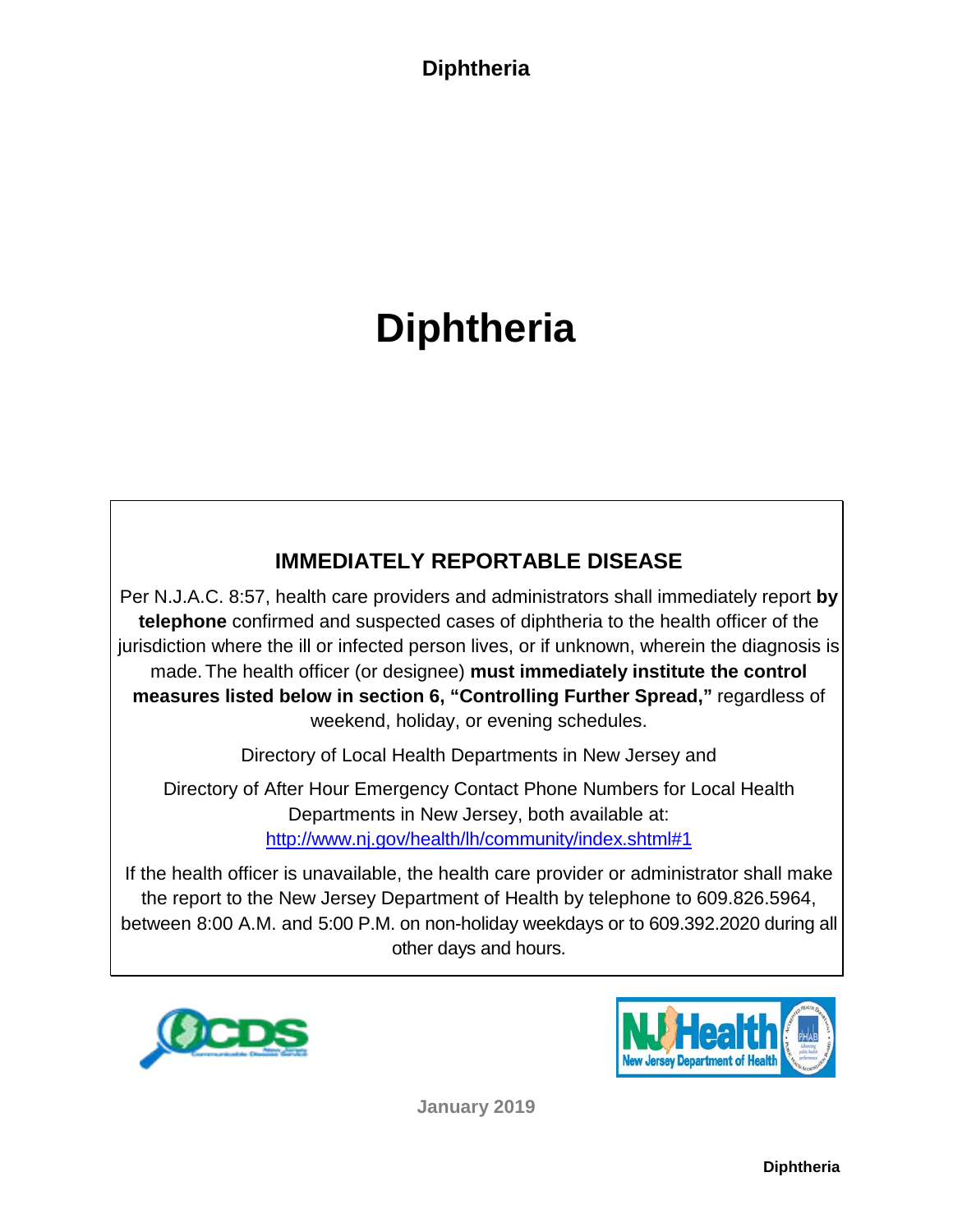# Diphtheria

## IMMEDIATELY REPORTABLE DISEASE

Per N.J.A.C. 8:57, health care providers and administrators shall immediately report **by telephone** confirmed and suspected cases of diphtheria to the health officer of the jurisdiction where the ill or infected person lives, or if unknown, wherein the diagnosis is made. The health officer (or designee) **must immediately institute the control measures listed below in section 6, "Controlling Further Spread,"** regardless of weekend, holiday, or evening schedules.

Directory of Local Health Departments in New Jersey and

Directory of After Hour Emergency Contact Phone Numbers for Local Health Departments in New Jersey, both available at: [http://www.nj.gov/health/lh/community/index.shtml#1](http://www.nj.gov/health/lh/community/index.shtml#1)

If the health officer is unavailable, the health care provider or administrator shall make the report to the New Jersey Department of Health by telephone to 609.826.5964, between 8:00 A.M. and 5:00 P.M. on non-holiday weekdays or to 609.392.2020 during all other days and hours.

January 2019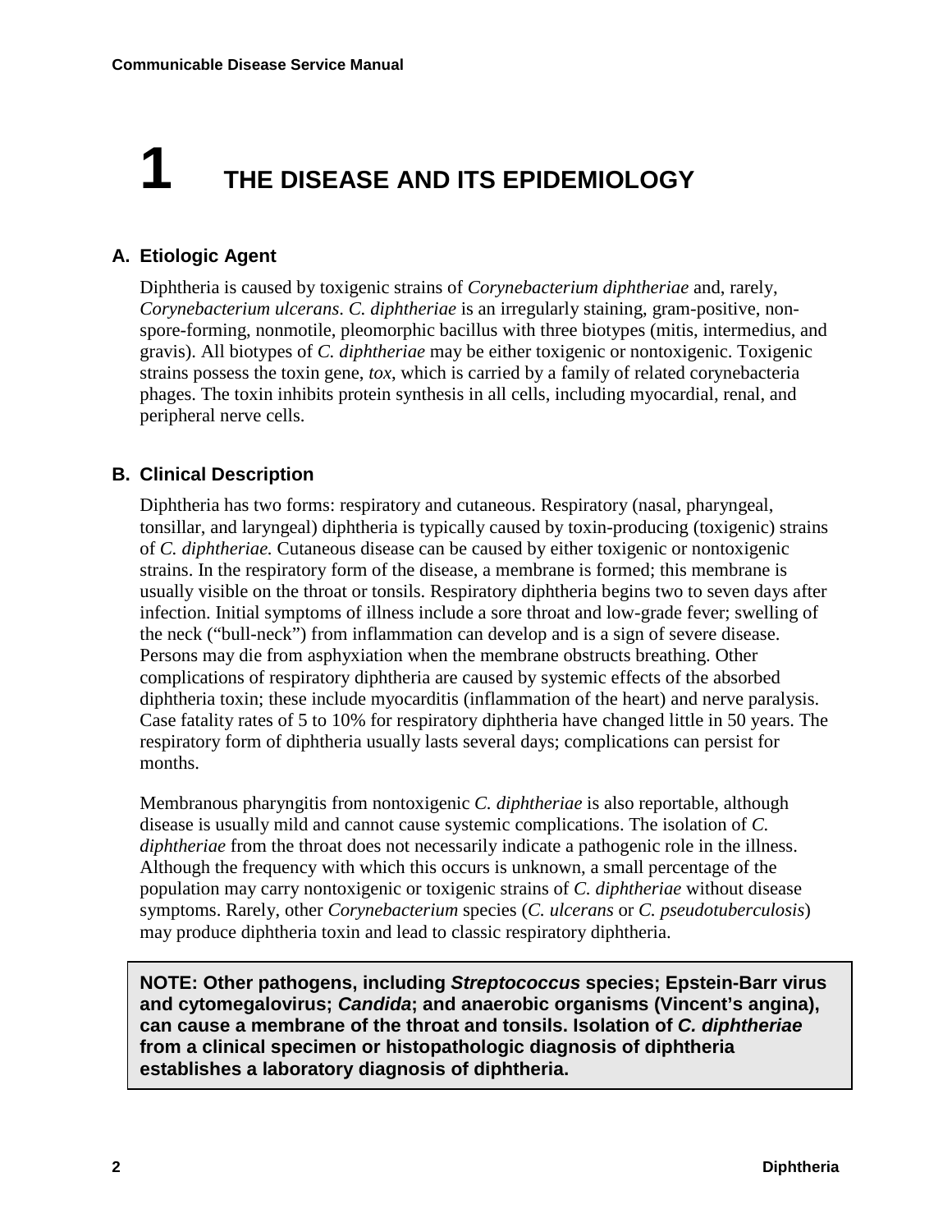# 1 THE DISEASE AND ITS EPIDEMIOLOGY

## A. Etiologic Agent

Diphtheria is caused by toxigenic strains of *Corynebacterium diphtheriae* and, rarely, *Corynebacterium ulcerans*. *C. diphtheriae* is an irregularly staining, gram-positive, non-spore-forming, nonmotile, pleomorphic bacillus with three biotypes (mitis, intermedius, and gravis). All biotypes of *C. diphtheriae* may be either toxigenic or nontoxigenic. Toxigenic strains possess the toxin gene, *tox*, which is carried by a family of related corynebacteria phages. The toxin inhibits protein synthesis in all cells, including myocardial, renal, and peripheral nerve cells.

## B. Clinical Description

Diphtheria has two forms: respiratory and cutaneous. Respiratory (nasal, pharyngeal, tonsillar, and laryngeal) diphtheria is typically caused by toxin-producing (toxigenic) strains of *C. diphtheriae.* Cutaneous disease can be caused by either toxigenic or nontoxigenic strains. In the respiratory form of the disease, a membrane is formed; this membrane is usually visible on the throat or tonsils. Respiratory diphtheria begins two to seven days after infection. Initial symptoms of illness include a sore throat and low-grade fever; swelling of the neck ("bull-neck") from inflammation can develop and is a sign of severe disease. Persons may die from asphyxiation when the membrane obstructs breathing. Other complications of respiratory diphtheria are caused by systemic effects of the absorbed diphtheria toxin; these include myocarditis (inflammation of the heart) and nerve paralysis. Case fatality rates of 5 to 10% for respiratory diphtheria have changed little in 50 years. The respiratory form of diphtheria usually lasts several days; complications can persist for months.

Membranous pharyngitis from nontoxigenic *C. diphtheriae* is also reportable, although disease is usually mild and cannot cause systemic complications. The isolation of *C. diphtheriae* from the throat does not necessarily indicate a pathogenic role in the illness. Although the frequency with which this occurs is unknown, a small percentage of the population may carry nontoxigenic or toxigenic strains of *C. diphtheriae* without disease symptoms. Rarely, other *Corynebacterium* species (*C. ulcerans* or *C. pseudotuberculosis*) may produce diphtheria toxin and lead to classic respiratory diphtheria.

> **NOTE: Other pathogens, including *Streptococcus* species; Epstein-Barr virus and cytomegalovirus; *Candida*; and anaerobic organisms (Vincent's angina), can cause a membrane of the throat and tonsils. Isolation of *C. diphtheriae* from a clinical specimen or histopathologic diagnosis of diphtheria establishes a laboratory diagnosis of diphtheria.**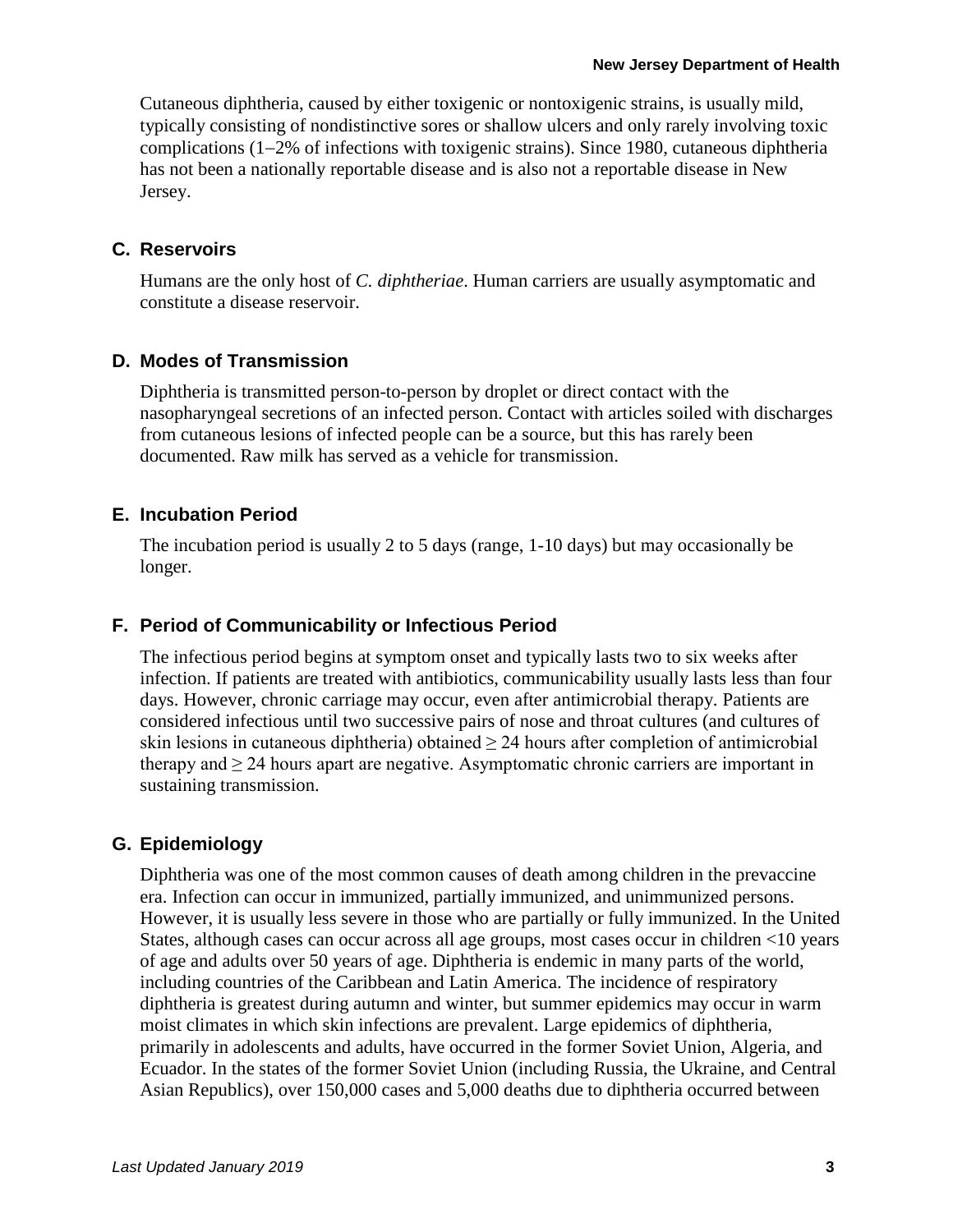Cutaneous diphtheria, caused by either toxigenic or nontoxigenic strains, is usually mild, typically consisting of nondistinctive sores or shallow ulcers and only rarely involving toxic complications (1−2% of infections with toxigenic strains). Since 1980, cutaneous diphtheria has not been a nationally reportable disease and is also not a reportable disease in New Jersey.

### C. Reservoirs

Humans are the only host of *C. diphtheriae*. Human carriers are usually asymptomatic and constitute a disease reservoir.

### D. Modes of Transmission

Diphtheria is transmitted person-to-person by droplet or direct contact with the nasopharyngeal secretions of an infected person. Contact with articles soiled with discharges from cutaneous lesions of infected people can be a source, but this has rarely been documented. Raw milk has served as a vehicle for transmission.

### E. Incubation Period

The incubation period is usually 2 to 5 days (range, 1-10 days) but may occasionally be longer.

### F. Period of Communicability or Infectious Period

The infectious period begins at symptom onset and typically lasts two to six weeks after infection. If patients are treated with antibiotics, communicability usually lasts less than four days. However, chronic carriage may occur, even after antimicrobial therapy. Patients are considered infectious until two successive pairs of nose and throat cultures (and cultures of skin lesions in cutaneous diphtheria) obtained ≥ 24 hours after completion of antimicrobial therapy and ≥ 24 hours apart are negative. Asymptomatic chronic carriers are important in sustaining transmission.

### G. Epidemiology

Diphtheria was one of the most common causes of death among children in the prevaccine era. Infection can occur in immunized, partially immunized, and unimmunized persons. However, it is usually less severe in those who are partially or fully immunized. In the United States, although cases can occur across all age groups, most cases occur in children <10 years of age and adults over 50 years of age. Diphtheria is endemic in many parts of the world, including countries of the Caribbean and Latin America. The incidence of respiratory diphtheria is greatest during autumn and winter, but summer epidemics may occur in warm moist climates in which skin infections are prevalent. Large epidemics of diphtheria, primarily in adolescents and adults, have occurred in the former Soviet Union, Algeria, and Ecuador. In the states of the former Soviet Union (including Russia, the Ukraine, and Central Asian Republics), over 150,000 cases and 5,000 deaths due to diphtheria occurred between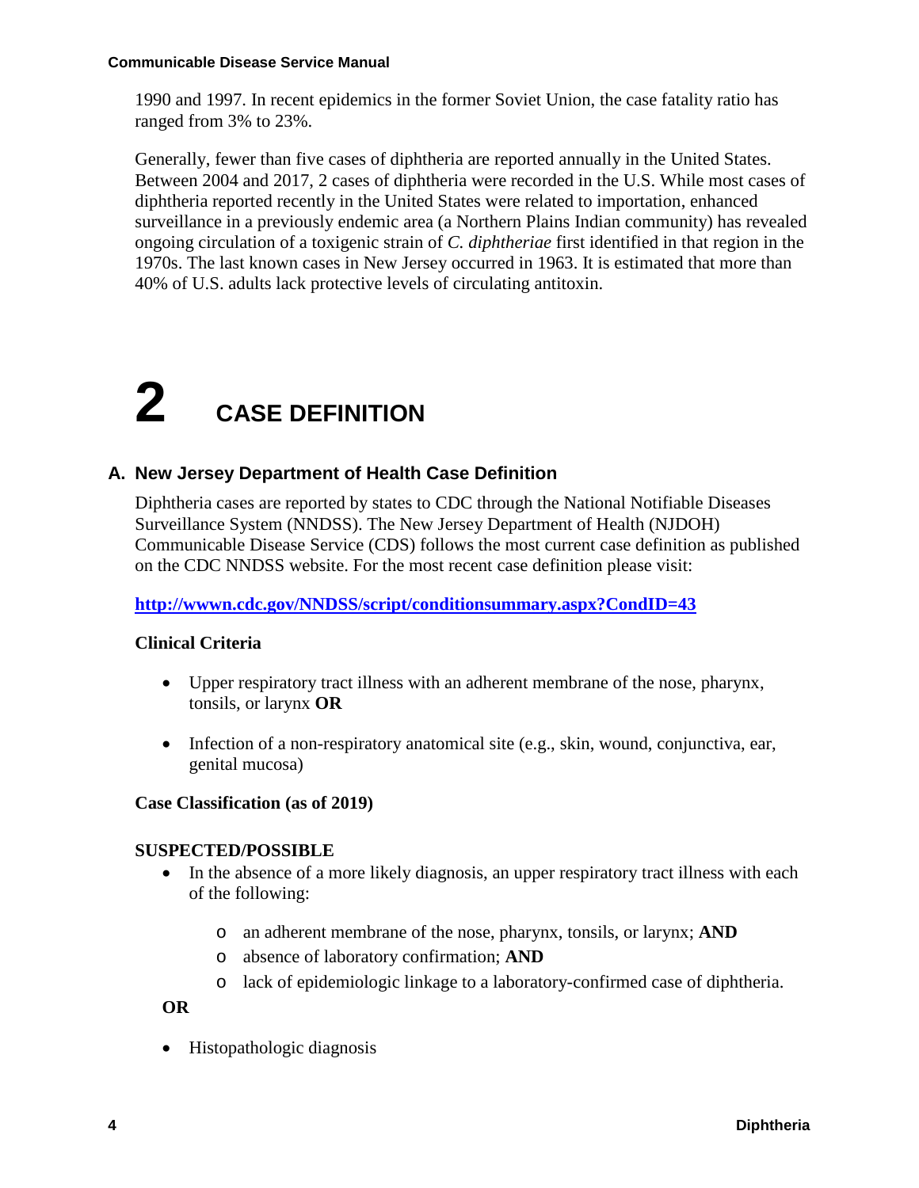1990 and 1997. In recent epidemics in the former Soviet Union, the case fatality ratio has ranged from 3% to 23%.

Generally, fewer than five cases of diphtheria are reported annually in the United States. Between 2004 and 2017, 2 cases of diphtheria were recorded in the U.S. While most cases of diphtheria reported recently in the United States were related to importation, enhanced surveillance in a previously endemic area (a Northern Plains Indian community) has revealed ongoing circulation of a toxigenic strain of *C. diphtheriae* first identified in that region in the 1970s. The last known cases in New Jersey occurred in 1963. It is estimated that more than 40% of U.S. adults lack protective levels of circulating antitoxin.

# 2 CASE DEFINITION

## A. New Jersey Department of Health Case Definition

Diphtheria cases are reported by states to CDC through the National Notifiable Diseases Surveillance System (NNDSS). The New Jersey Department of Health (NJDOH) Communicable Disease Service (CDS) follows the most current case definition as published on the CDC NNDSS website. For the most recent case definition please visit:

**http://wwwn.cdc.gov/NNDSS/script/conditionsummary.aspx?CondID=43**

**Clinical Criteria**

- Upper respiratory tract illness with an adherent membrane of the nose, pharynx, tonsils, or larynx **OR**
- Infection of a non-respiratory anatomical site (e.g., skin, wound, conjunctiva, ear, genital mucosa)

**Case Classification (as of 2019)**

**SUSPECTED/POSSIBLE**

- In the absence of a more likely diagnosis, an upper respiratory tract illness with each of the following:
  - an adherent membrane of the nose, pharynx, tonsils, or larynx; **AND**
  - absence of laboratory confirmation; **AND**
  - lack of epidemiologic linkage to a laboratory-confirmed case of diphtheria.

**OR**

- Histopathologic diagnosis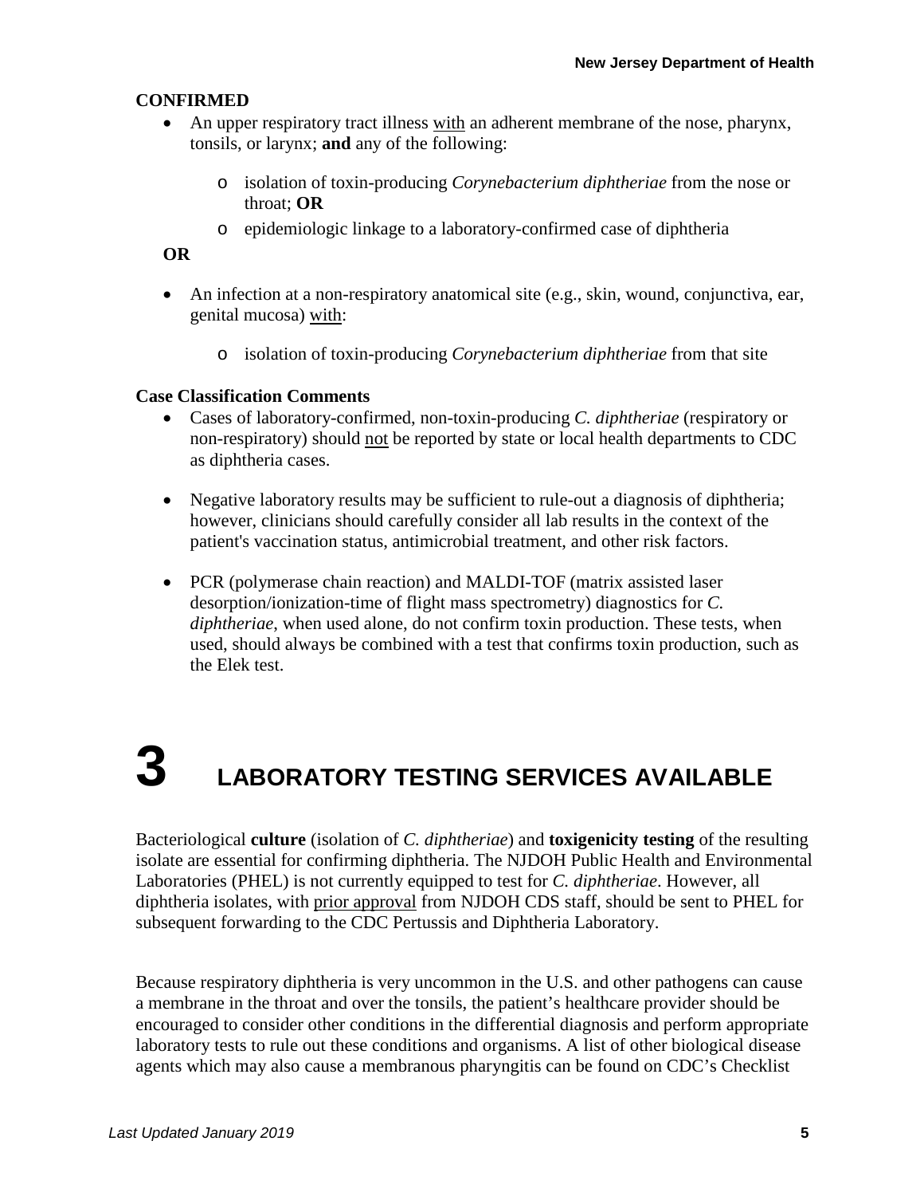**CONFIRMED**

- An upper respiratory tract illness with an adherent membrane of the nose, pharynx, tonsils, or larynx; **and** any of the following:
    - isolation of toxin-producing *Corynebacterium diphtheriae* from the nose or throat; **OR**
    - epidemiologic linkage to a laboratory-confirmed case of diphtheria

**OR**

- An infection at a non-respiratory anatomical site (e.g., skin, wound, conjunctiva, ear, genital mucosa) with:
    - isolation of toxin-producing *Corynebacterium diphtheriae* from that site

**Case Classification Comments**

- Cases of laboratory-confirmed, non-toxin-producing *C. diphtheriae* (respiratory or non-respiratory) should not be reported by state or local health departments to CDC as diphtheria cases.
- Negative laboratory results may be sufficient to rule-out a diagnosis of diphtheria; however, clinicians should carefully consider all lab results in the context of the patient's vaccination status, antimicrobial treatment, and other risk factors.
- PCR (polymerase chain reaction) and MALDI-TOF (matrix assisted laser desorption/ionization-time of flight mass spectrometry) diagnostics for *C. diphtheriae*, when used alone, do not confirm toxin production. These tests, when used, should always be combined with a test that confirms toxin production, such as the Elek test.

# 3 LABORATORY TESTING SERVICES AVAILABLE

Bacteriological **culture** (isolation of *C. diphtheriae*) and **toxigenicity testing** of the resulting isolate are essential for confirming diphtheria. The NJDOH Public Health and Environmental Laboratories (PHEL) is not currently equipped to test for *C. diphtheriae*. However, all diphtheria isolates, with prior approval from NJDOH CDS staff, should be sent to PHEL for subsequent forwarding to the CDC Pertussis and Diphtheria Laboratory.

Because respiratory diphtheria is very uncommon in the U.S. and other pathogens can cause a membrane in the throat and over the tonsils, the patient's healthcare provider should be encouraged to consider other conditions in the differential diagnosis and perform appropriate laboratory tests to rule out these conditions and organisms. A list of other biological disease agents which may also cause a membranous pharyngitis can be found on CDC's Checklist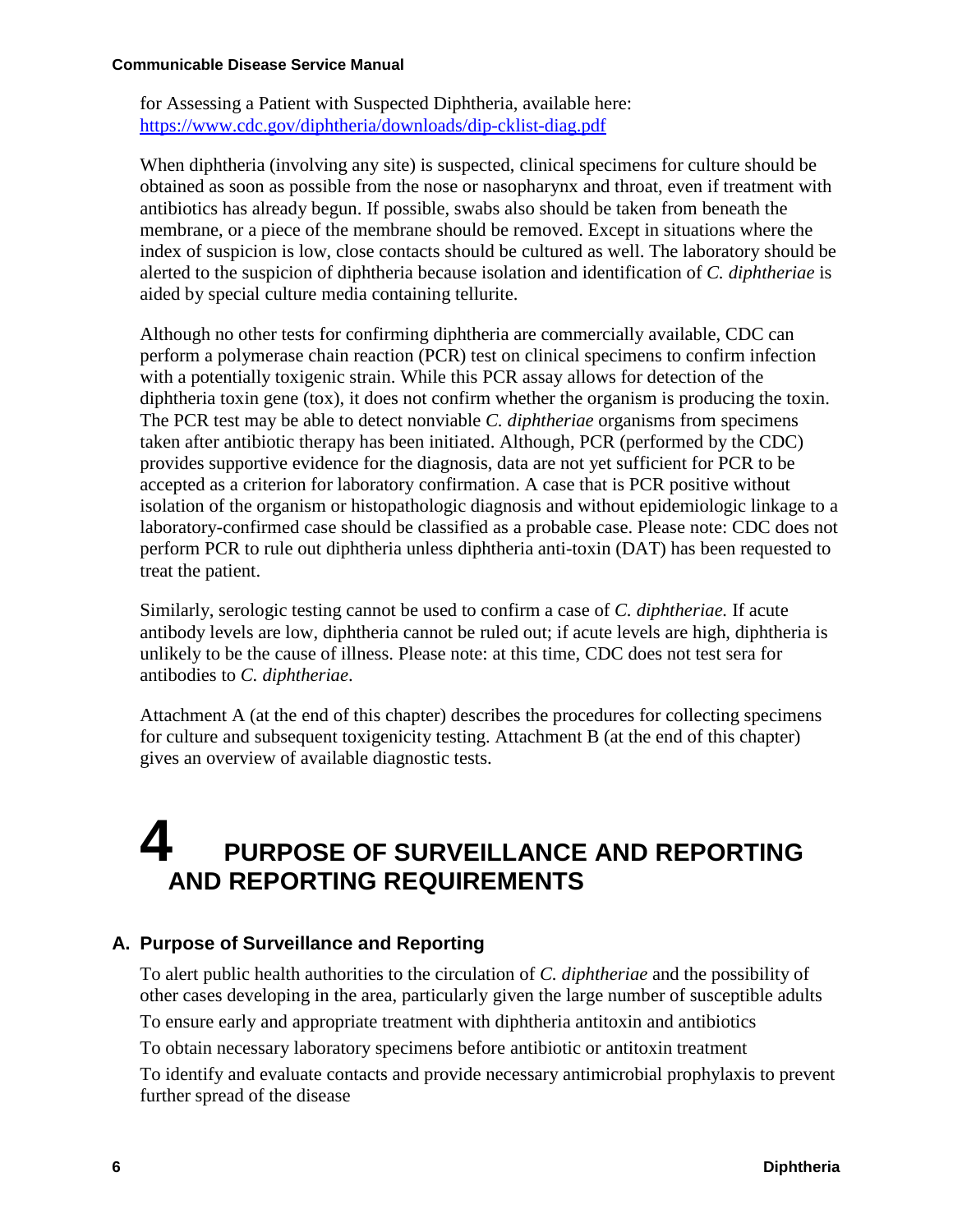for Assessing a Patient with Suspected Diphtheria, available here: https://www.cdc.gov/diphtheria/downloads/dip-cklist-diag.pdf

When diphtheria (involving any site) is suspected, clinical specimens for culture should be obtained as soon as possible from the nose or nasopharynx and throat, even if treatment with antibiotics has already begun. If possible, swabs also should be taken from beneath the membrane, or a piece of the membrane should be removed. Except in situations where the index of suspicion is low, close contacts should be cultured as well. The laboratory should be alerted to the suspicion of diphtheria because isolation and identification of *C. diphtheriae* is aided by special culture media containing tellurite.

Although no other tests for confirming diphtheria are commercially available, CDC can perform a polymerase chain reaction (PCR) test on clinical specimens to confirm infection with a potentially toxigenic strain. While this PCR assay allows for detection of the diphtheria toxin gene (tox), it does not confirm whether the organism is producing the toxin. The PCR test may be able to detect nonviable *C. diphtheriae* organisms from specimens taken after antibiotic therapy has been initiated. Although, PCR (performed by the CDC) provides supportive evidence for the diagnosis, data are not yet sufficient for PCR to be accepted as a criterion for laboratory confirmation. A case that is PCR positive without isolation of the organism or histopathologic diagnosis and without epidemiologic linkage to a laboratory-confirmed case should be classified as a probable case. Please note: CDC does not perform PCR to rule out diphtheria unless diphtheria anti-toxin (DAT) has been requested to treat the patient.

Similarly, serologic testing cannot be used to confirm a case of *C. diphtheriae.* If acute antibody levels are low, diphtheria cannot be ruled out; if acute levels are high, diphtheria is unlikely to be the cause of illness. Please note: at this time, CDC does not test sera for antibodies to *C. diphtheriae*.

Attachment A (at the end of this chapter) describes the procedures for collecting specimens for culture and subsequent toxigenicity testing. Attachment B (at the end of this chapter) gives an overview of available diagnostic tests.

# 4 PURPOSE OF SURVEILLANCE AND REPORTING AND REPORTING REQUIREMENTS

## A. Purpose of Surveillance and Reporting

To alert public health authorities to the circulation of *C. diphtheriae* and the possibility of other cases developing in the area, particularly given the large number of susceptible adults

To ensure early and appropriate treatment with diphtheria antitoxin and antibiotics

To obtain necessary laboratory specimens before antibiotic or antitoxin treatment

To identify and evaluate contacts and provide necessary antimicrobial prophylaxis to prevent further spread of the disease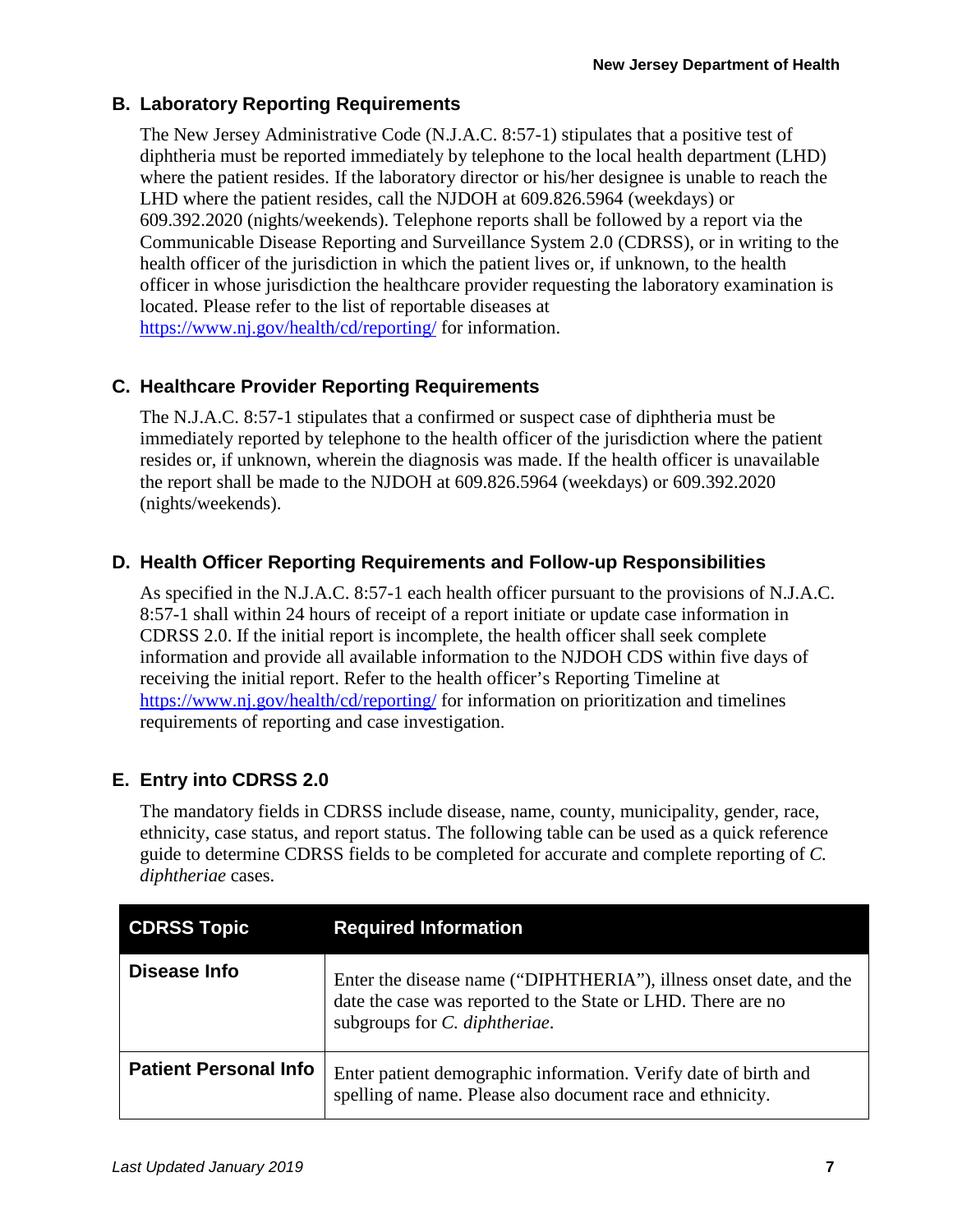### B. Laboratory Reporting Requirements

The New Jersey Administrative Code (N.J.A.C. 8:57-1) stipulates that a positive test of diphtheria must be reported immediately by telephone to the local health department (LHD) where the patient resides. If the laboratory director or his/her designee is unable to reach the LHD where the patient resides, call the NJDOH at 609.826.5964 (weekdays) or 609.392.2020 (nights/weekends). Telephone reports shall be followed by a report via the Communicable Disease Reporting and Surveillance System 2.0 (CDRSS), or in writing to the health officer of the jurisdiction in which the patient lives or, if unknown, to the health officer in whose jurisdiction the healthcare provider requesting the laboratory examination is located. Please refer to the list of reportable diseases at [https://www.nj.gov/health/cd/reporting/](https://www.nj.gov/health/cd/reporting/) for information.

### C. Healthcare Provider Reporting Requirements

The N.J.A.C. 8:57-1 stipulates that a confirmed or suspect case of diphtheria must be immediately reported by telephone to the health officer of the jurisdiction where the patient resides or, if unknown, wherein the diagnosis was made. If the health officer is unavailable the report shall be made to the NJDOH at 609.826.5964 (weekdays) or 609.392.2020 (nights/weekends).

### D. Health Officer Reporting Requirements and Follow-up Responsibilities

As specified in the N.J.A.C. 8:57-1 each health officer pursuant to the provisions of N.J.A.C. 8:57-1 shall within 24 hours of receipt of a report initiate or update case information in CDRSS 2.0. If the initial report is incomplete, the health officer shall seek complete information and provide all available information to the NJDOH CDS within five days of receiving the initial report. Refer to the health officer's Reporting Timeline at [https://www.nj.gov/health/cd/reporting/](https://www.nj.gov/health/cd/reporting/) for information on prioritization and timelines requirements of reporting and case investigation.

### E. Entry into CDRSS 2.0

The mandatory fields in CDRSS include disease, name, county, municipality, gender, race, ethnicity, case status, and report status. The following table can be used as a quick reference guide to determine CDRSS fields to be completed for accurate and complete reporting of *C. diphtheriae* cases.

| CDRSS Topic | Required Information |
|---|---|
| **Disease Info** | Enter the disease name ("DIPHTHERIA"), illness onset date, and the date the case was reported to the State or LHD. There are no subgroups for *C. diphtheriae*. |
| **Patient Personal Info** | Enter patient demographic information. Verify date of birth and spelling of name. Please also document race and ethnicity. |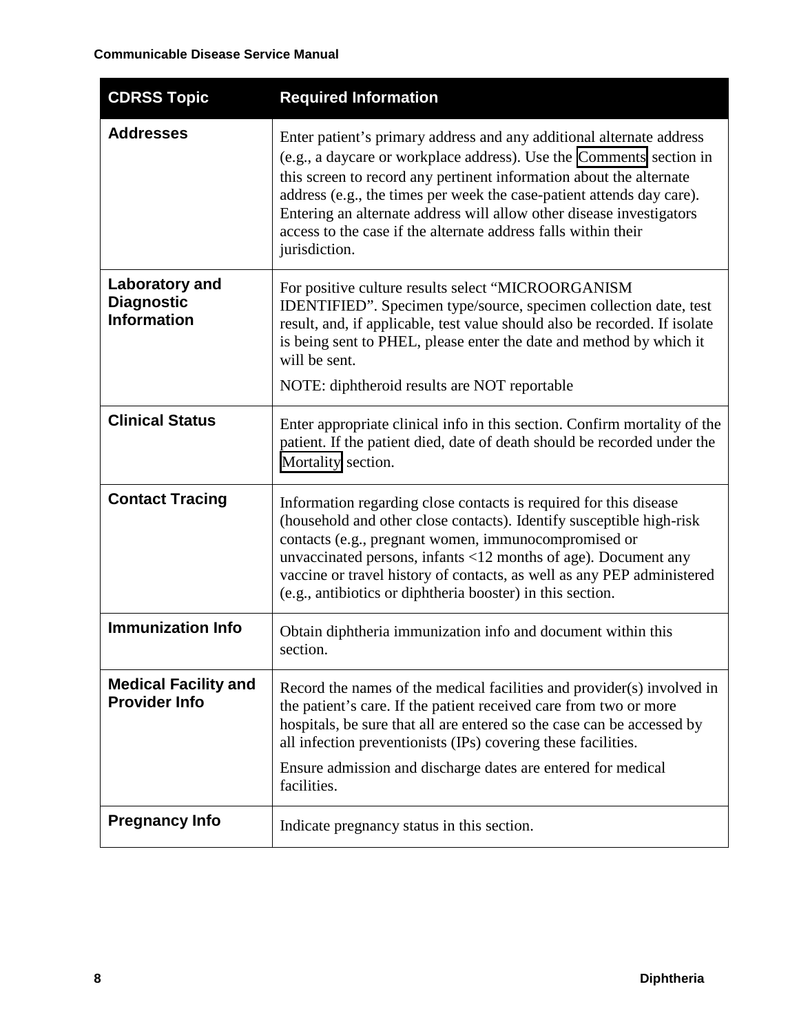| CDRSS Topic | Required Information |
| --- | --- |
| **Addresses** | Enter patient's primary address and any additional alternate address (e.g., a daycare or workplace address). Use the Comments section in this screen to record any pertinent information about the alternate address (e.g., the times per week the case-patient attends day care). Entering an alternate address will allow other disease investigators access to the case if the alternate address falls within their jurisdiction. |
| **Laboratory and Diagnostic Information** | For positive culture results select "MICROORGANISM IDENTIFIED". Specimen type/source, specimen collection date, test result, and, if applicable, test value should also be recorded. If isolate is being sent to PHEL, please enter the date and method by which it will be sent.<br><br>NOTE: diphtheroid results are NOT reportable |
| **Clinical Status** | Enter appropriate clinical info in this section. Confirm mortality of the patient. If the patient died, date of death should be recorded under the Mortality section. |
| **Contact Tracing** | Information regarding close contacts is required for this disease (household and other close contacts). Identify susceptible high-risk contacts (e.g., pregnant women, immunocompromised or unvaccinated persons, infants <12 months of age). Document any vaccine or travel history of contacts, as well as any PEP administered (e.g., antibiotics or diphtheria booster) in this section. |
| **Immunization Info** | Obtain diphtheria immunization info and document within this section. |
| **Medical Facility and Provider Info** | Record the names of the medical facilities and provider(s) involved in the patient's care. If the patient received care from two or more hospitals, be sure that all are entered so the case can be accessed by all infection preventionists (IPs) covering these facilities.<br><br>Ensure admission and discharge dates are entered for medical facilities. |
| **Pregnancy Info** | Indicate pregnancy status in this section. |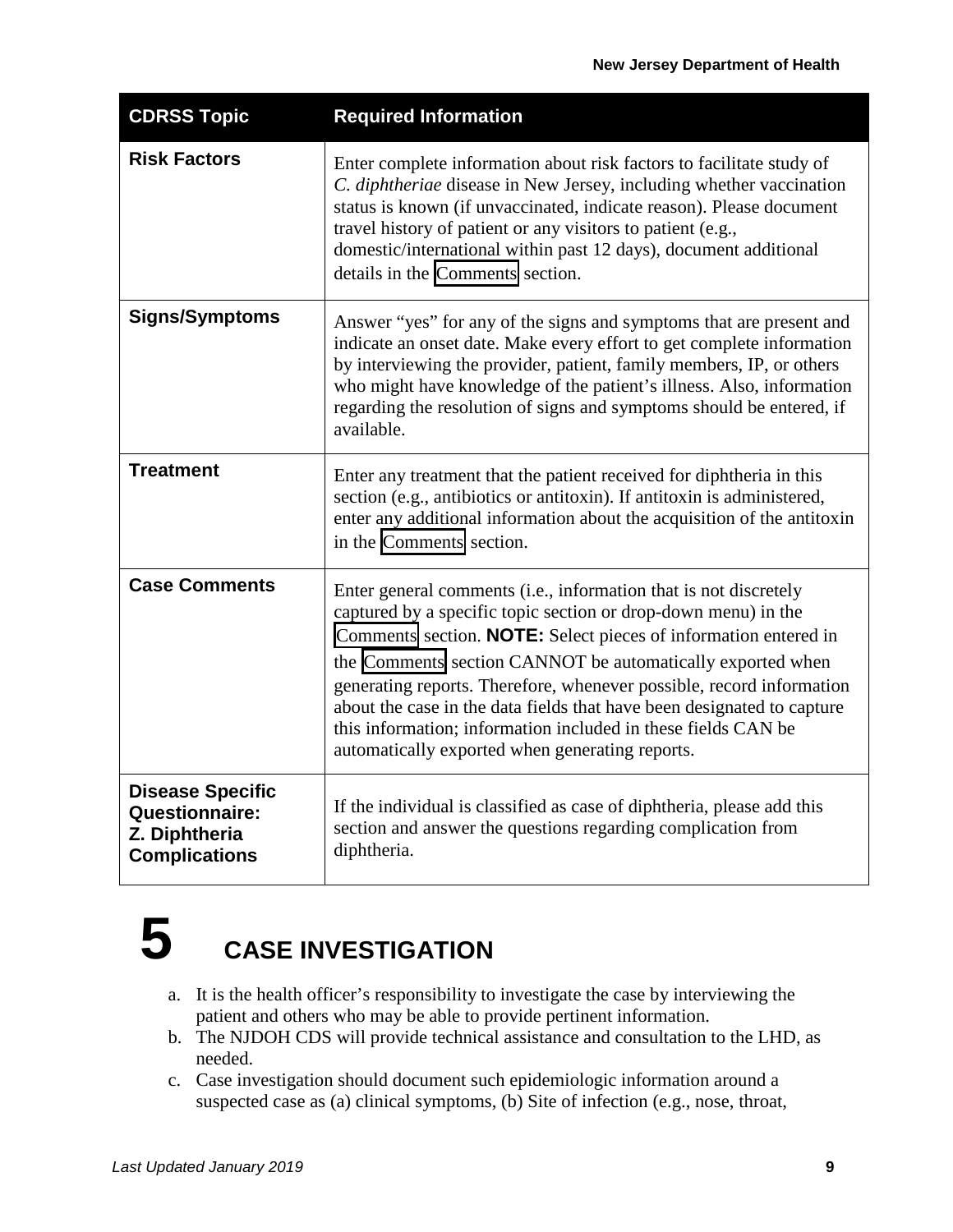| CDRSS Topic | Required Information |
| --- | --- |
| **Risk Factors** | Enter complete information about risk factors to facilitate study of *C. diphtheriae* disease in New Jersey, including whether vaccination status is known (if unvaccinated, indicate reason). Please document travel history of patient or any visitors to patient (e.g., domestic/international within past 12 days), document additional details in the Comments section. |
| **Signs/Symptoms** | Answer "yes" for any of the signs and symptoms that are present and indicate an onset date. Make every effort to get complete information by interviewing the provider, patient, family members, IP, or others who might have knowledge of the patient's illness. Also, information regarding the resolution of signs and symptoms should be entered, if available. |
| **Treatment** | Enter any treatment that the patient received for diphtheria in this section (e.g., antibiotics or antitoxin). If antitoxin is administered, enter any additional information about the acquisition of the antitoxin in the Comments section. |
| **Case Comments** | Enter general comments (i.e., information that is not discretely captured by a specific topic section or drop-down menu) in the Comments section. **NOTE:** Select pieces of information entered in the Comments section CANNOT be automatically exported when generating reports. Therefore, whenever possible, record information about the case in the data fields that have been designated to capture this information; information included in these fields CAN be automatically exported when generating reports. |
| **Disease Specific Questionnaire: Z. Diphtheria Complications** | If the individual is classified as case of diphtheria, please add this section and answer the questions regarding complication from diphtheria. |

# 5 CASE INVESTIGATION

a. It is the health officer's responsibility to investigate the case by interviewing the patient and others who may be able to provide pertinent information.
b. The NJDOH CDS will provide technical assistance and consultation to the LHD, as needed.
c. Case investigation should document such epidemiologic information around a suspected case as (a) clinical symptoms, (b) Site of infection (e.g., nose, throat,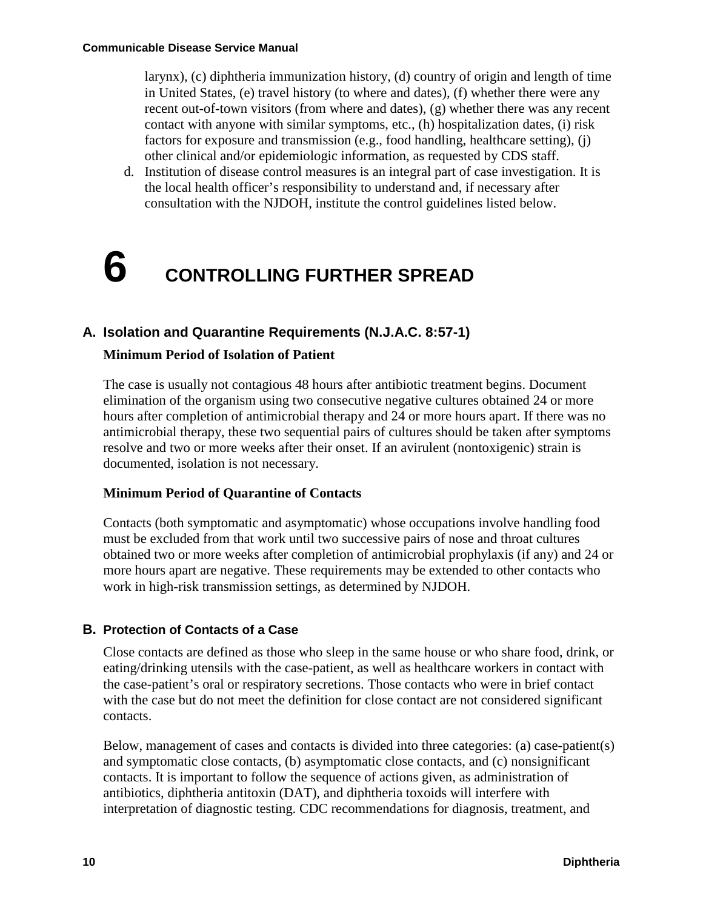larynx), (c) diphtheria immunization history, (d) country of origin and length of time in United States, (e) travel history (to where and dates), (f) whether there were any recent out-of-town visitors (from where and dates), (g) whether there was any recent contact with anyone with similar symptoms, etc., (h) hospitalization dates, (i) risk factors for exposure and transmission (e.g., food handling, healthcare setting), (j) other clinical and/or epidemiologic information, as requested by CDS staff.

d. Institution of disease control measures is an integral part of case investigation. It is the local health officer's responsibility to understand and, if necessary after consultation with the NJDOH, institute the control guidelines listed below.

# 6 CONTROLLING FURTHER SPREAD

## A. Isolation and Quarantine Requirements (N.J.A.C. 8:57-1)

**Minimum Period of Isolation of Patient**

The case is usually not contagious 48 hours after antibiotic treatment begins. Document elimination of the organism using two consecutive negative cultures obtained 24 or more hours after completion of antimicrobial therapy and 24 or more hours apart. If there was no antimicrobial therapy, these two sequential pairs of cultures should be taken after symptoms resolve and two or more weeks after their onset. If an avirulent (nontoxigenic) strain is documented, isolation is not necessary.

**Minimum Period of Quarantine of Contacts**

Contacts (both symptomatic and asymptomatic) whose occupations involve handling food must be excluded from that work until two successive pairs of nose and throat cultures obtained two or more weeks after completion of antimicrobial prophylaxis (if any) and 24 or more hours apart are negative. These requirements may be extended to other contacts who work in high-risk transmission settings, as determined by NJDOH.

## B. Protection of Contacts of a Case

Close contacts are defined as those who sleep in the same house or who share food, drink, or eating/drinking utensils with the case-patient, as well as healthcare workers in contact with the case-patient's oral or respiratory secretions. Those contacts who were in brief contact with the case but do not meet the definition for close contact are not considered significant contacts.

Below, management of cases and contacts is divided into three categories: (a) case-patient(s) and symptomatic close contacts, (b) asymptomatic close contacts, and (c) nonsignificant contacts. It is important to follow the sequence of actions given, as administration of antibiotics, diphtheria antitoxin (DAT), and diphtheria toxoids will interfere with interpretation of diagnostic testing. CDC recommendations for diagnosis, treatment, and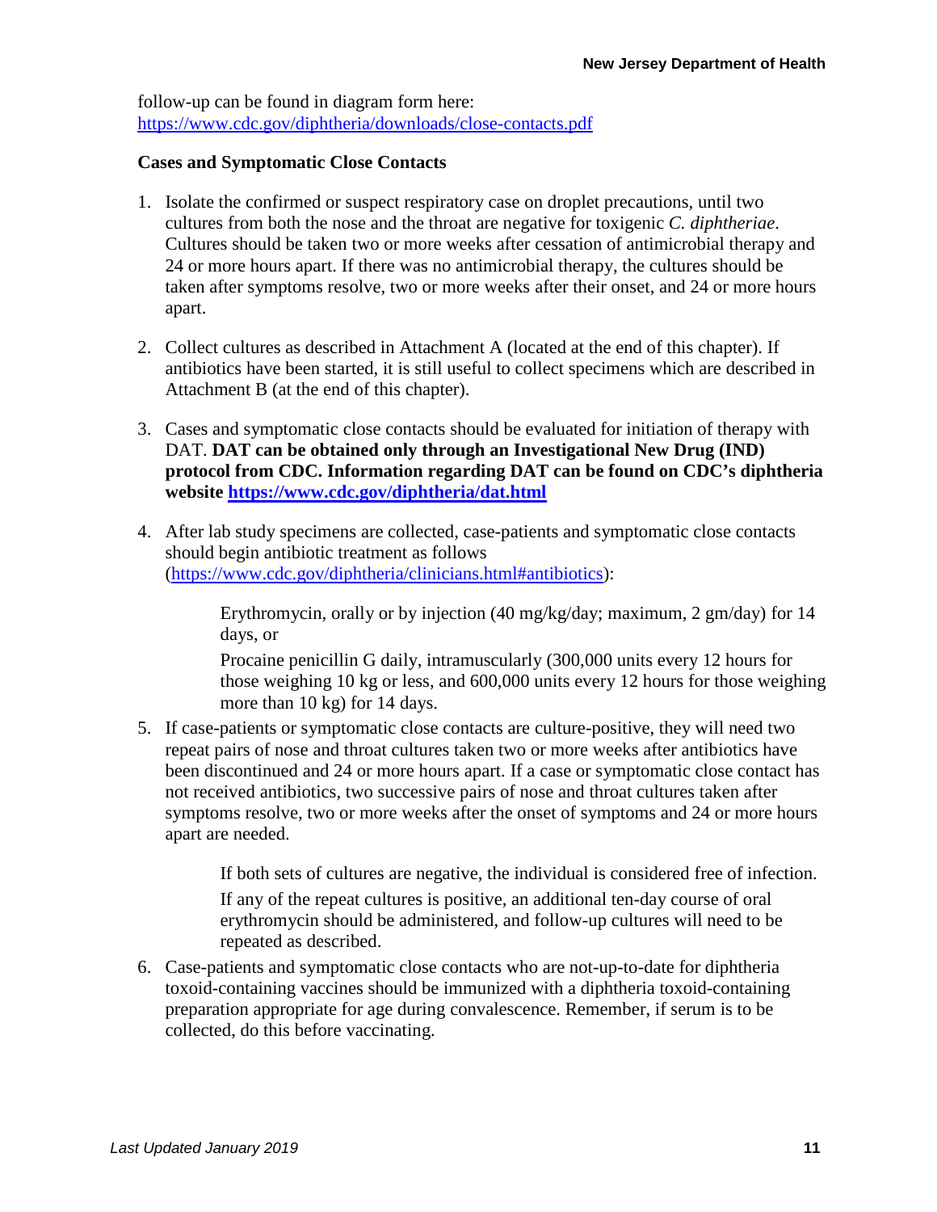follow-up can be found in diagram form here: https://www.cdc.gov/diphtheria/downloads/close-contacts.pdf

**Cases and Symptomatic Close Contacts**

1. Isolate the confirmed or suspect respiratory case on droplet precautions, until two cultures from both the nose and the throat are negative for toxigenic *C. diphtheriae*. Cultures should be taken two or more weeks after cessation of antimicrobial therapy and 24 or more hours apart. If there was no antimicrobial therapy, the cultures should be taken after symptoms resolve, two or more weeks after their onset, and 24 or more hours apart.

2. Collect cultures as described in Attachment A (located at the end of this chapter). If antibiotics have been started, it is still useful to collect specimens which are described in Attachment B (at the end of this chapter).

3. Cases and symptomatic close contacts should be evaluated for initiation of therapy with DAT. **DAT can be obtained only through an Investigational New Drug (IND) protocol from CDC. Information regarding DAT can be found on CDC's diphtheria website https://www.cdc.gov/diphtheria/dat.html**

4. After lab study specimens are collected, case-patients and symptomatic close contacts should begin antibiotic treatment as follows (https://www.cdc.gov/diphtheria/clinicians.html#antibiotics):

   Erythromycin, orally or by injection (40 mg/kg/day; maximum, 2 gm/day) for 14 days, or

   Procaine penicillin G daily, intramuscularly (300,000 units every 12 hours for those weighing 10 kg or less, and 600,000 units every 12 hours for those weighing more than 10 kg) for 14 days.

5. If case-patients or symptomatic close contacts are culture-positive, they will need two repeat pairs of nose and throat cultures taken two or more weeks after antibiotics have been discontinued and 24 or more hours apart. If a case or symptomatic close contact has not received antibiotics, two successive pairs of nose and throat cultures taken after symptoms resolve, two or more weeks after the onset of symptoms and 24 or more hours apart are needed.

   If both sets of cultures are negative, the individual is considered free of infection.

   If any of the repeat cultures is positive, an additional ten-day course of oral erythromycin should be administered, and follow-up cultures will need to be repeated as described.

6. Case-patients and symptomatic close contacts who are not-up-to-date for diphtheria toxoid-containing vaccines should be immunized with a diphtheria toxoid-containing preparation appropriate for age during convalescence. Remember, if serum is to be collected, do this before vaccinating.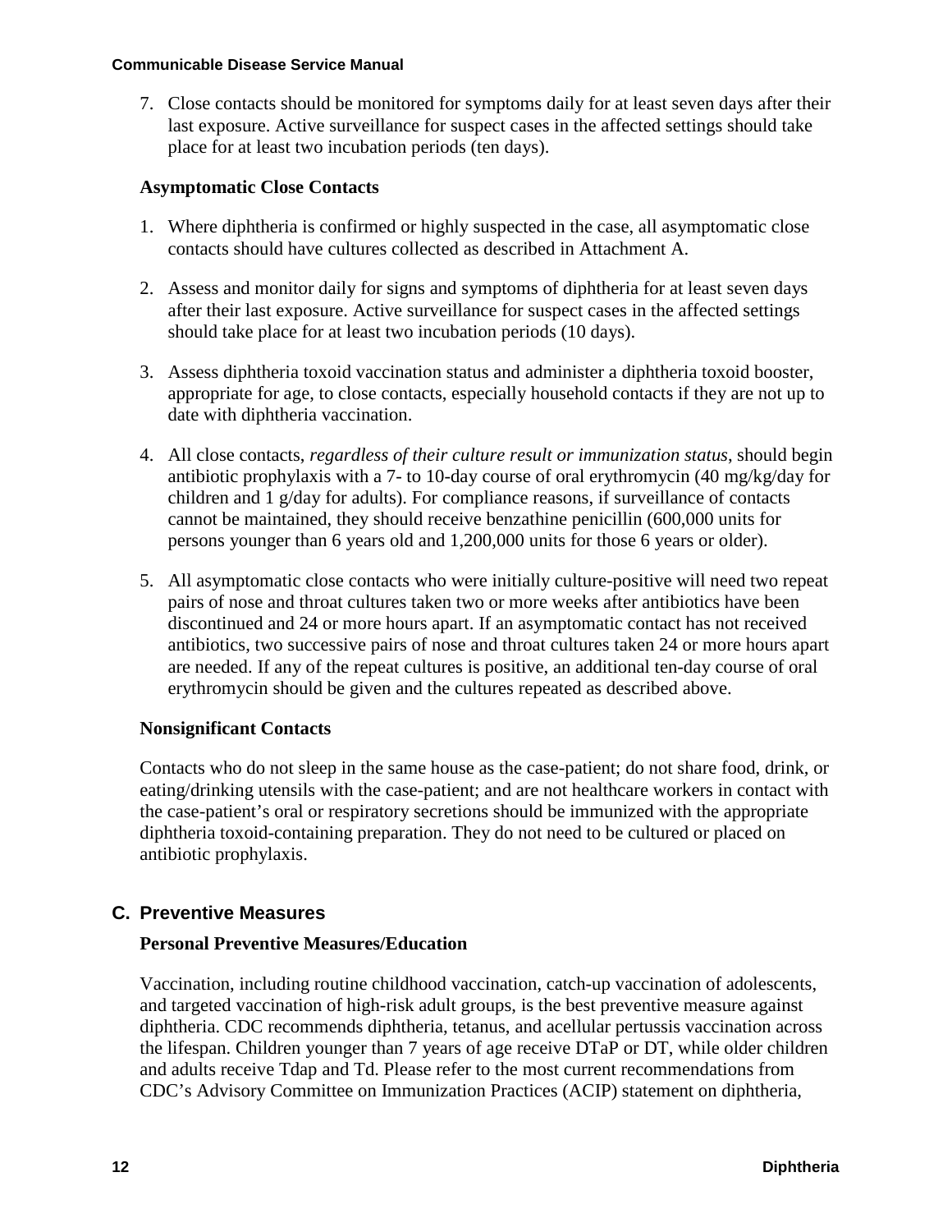7. Close contacts should be monitored for symptoms daily for at least seven days after their last exposure. Active surveillance for suspect cases in the affected settings should take place for at least two incubation periods (ten days).

**Asymptomatic Close Contacts**

1. Where diphtheria is confirmed or highly suspected in the case, all asymptomatic close contacts should have cultures collected as described in Attachment A.

2. Assess and monitor daily for signs and symptoms of diphtheria for at least seven days after their last exposure. Active surveillance for suspect cases in the affected settings should take place for at least two incubation periods (10 days).

3. Assess diphtheria toxoid vaccination status and administer a diphtheria toxoid booster, appropriate for age, to close contacts, especially household contacts if they are not up to date with diphtheria vaccination.

4. All close contacts, *regardless of their culture result or immunization status*, should begin antibiotic prophylaxis with a 7- to 10-day course of oral erythromycin (40 mg/kg/day for children and 1 g/day for adults). For compliance reasons, if surveillance of contacts cannot be maintained, they should receive benzathine penicillin (600,000 units for persons younger than 6 years old and 1,200,000 units for those 6 years or older).

5. All asymptomatic close contacts who were initially culture-positive will need two repeat pairs of nose and throat cultures taken two or more weeks after antibiotics have been discontinued and 24 or more hours apart. If an asymptomatic contact has not received antibiotics, two successive pairs of nose and throat cultures taken 24 or more hours apart are needed. If any of the repeat cultures is positive, an additional ten-day course of oral erythromycin should be given and the cultures repeated as described above.

**Nonsignificant Contacts**

Contacts who do not sleep in the same house as the case-patient; do not share food, drink, or eating/drinking utensils with the case-patient; and are not healthcare workers in contact with the case-patient's oral or respiratory secretions should be immunized with the appropriate diphtheria toxoid-containing preparation. They do not need to be cultured or placed on antibiotic prophylaxis.

## C. Preventive Measures

**Personal Preventive Measures/Education**

Vaccination, including routine childhood vaccination, catch-up vaccination of adolescents, and targeted vaccination of high-risk adult groups, is the best preventive measure against diphtheria. CDC recommends diphtheria, tetanus, and acellular pertussis vaccination across the lifespan. Children younger than 7 years of age receive DTaP or DT, while older children and adults receive Tdap and Td. Please refer to the most current recommendations from CDC's Advisory Committee on Immunization Practices (ACIP) statement on diphtheria,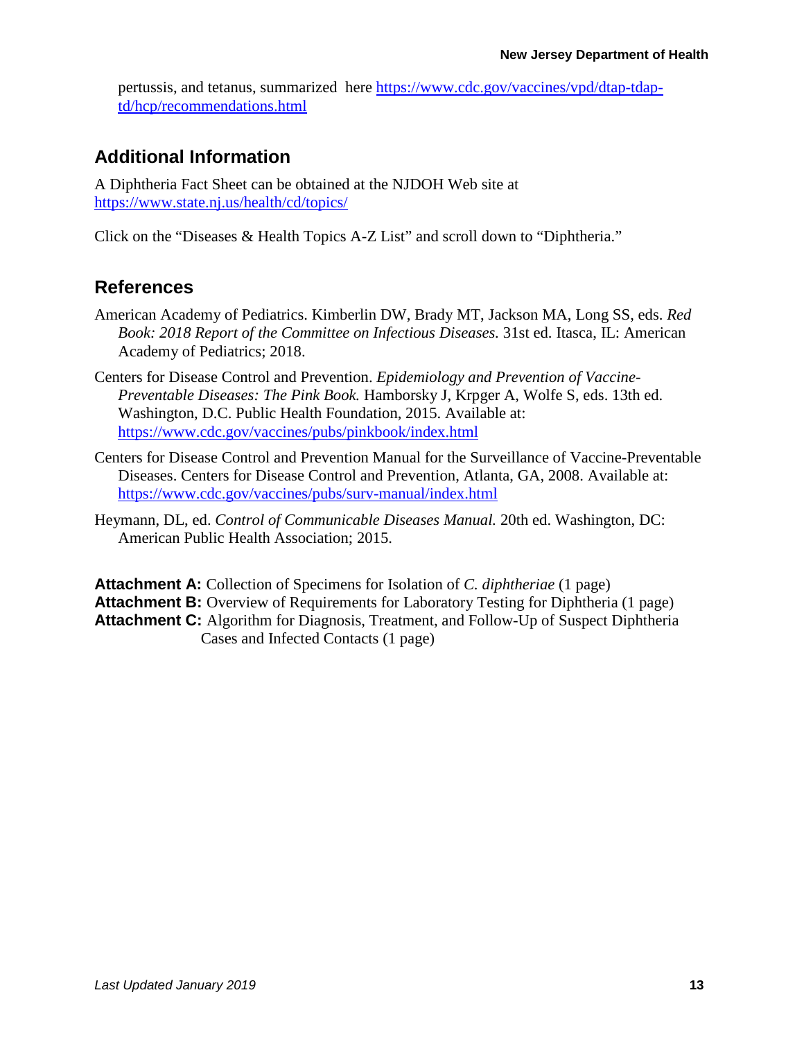pertussis, and tetanus, summarized here https://www.cdc.gov/vaccines/vpd/dtap-tdap-td/hcp/recommendations.html

## Additional Information

A Diphtheria Fact Sheet can be obtained at the NJDOH Web site at https://www.state.nj.us/health/cd/topics/

Click on the "Diseases & Health Topics A-Z List" and scroll down to "Diphtheria."

## References

American Academy of Pediatrics. Kimberlin DW, Brady MT, Jackson MA, Long SS, eds. *Red Book: 2018 Report of the Committee on Infectious Diseases.* 31st ed. Itasca, IL: American Academy of Pediatrics; 2018.

Centers for Disease Control and Prevention. *Epidemiology and Prevention of Vaccine-Preventable Diseases: The Pink Book.* Hamborsky J, Krpger A, Wolfe S, eds. 13th ed. Washington, D.C. Public Health Foundation, 2015. Available at: https://www.cdc.gov/vaccines/pubs/pinkbook/index.html

Centers for Disease Control and Prevention Manual for the Surveillance of Vaccine-Preventable Diseases. Centers for Disease Control and Prevention, Atlanta, GA, 2008. Available at: https://www.cdc.gov/vaccines/pubs/surv-manual/index.html

Heymann, DL, ed. *Control of Communicable Diseases Manual.* 20th ed. Washington, DC: American Public Health Association; 2015.

**Attachment A:** Collection of Specimens for Isolation of *C. diphtheriae* (1 page)
**Attachment B:** Overview of Requirements for Laboratory Testing for Diphtheria (1 page)
**Attachment C:** Algorithm for Diagnosis, Treatment, and Follow-Up of Suspect Diphtheria Cases and Infected Contacts (1 page)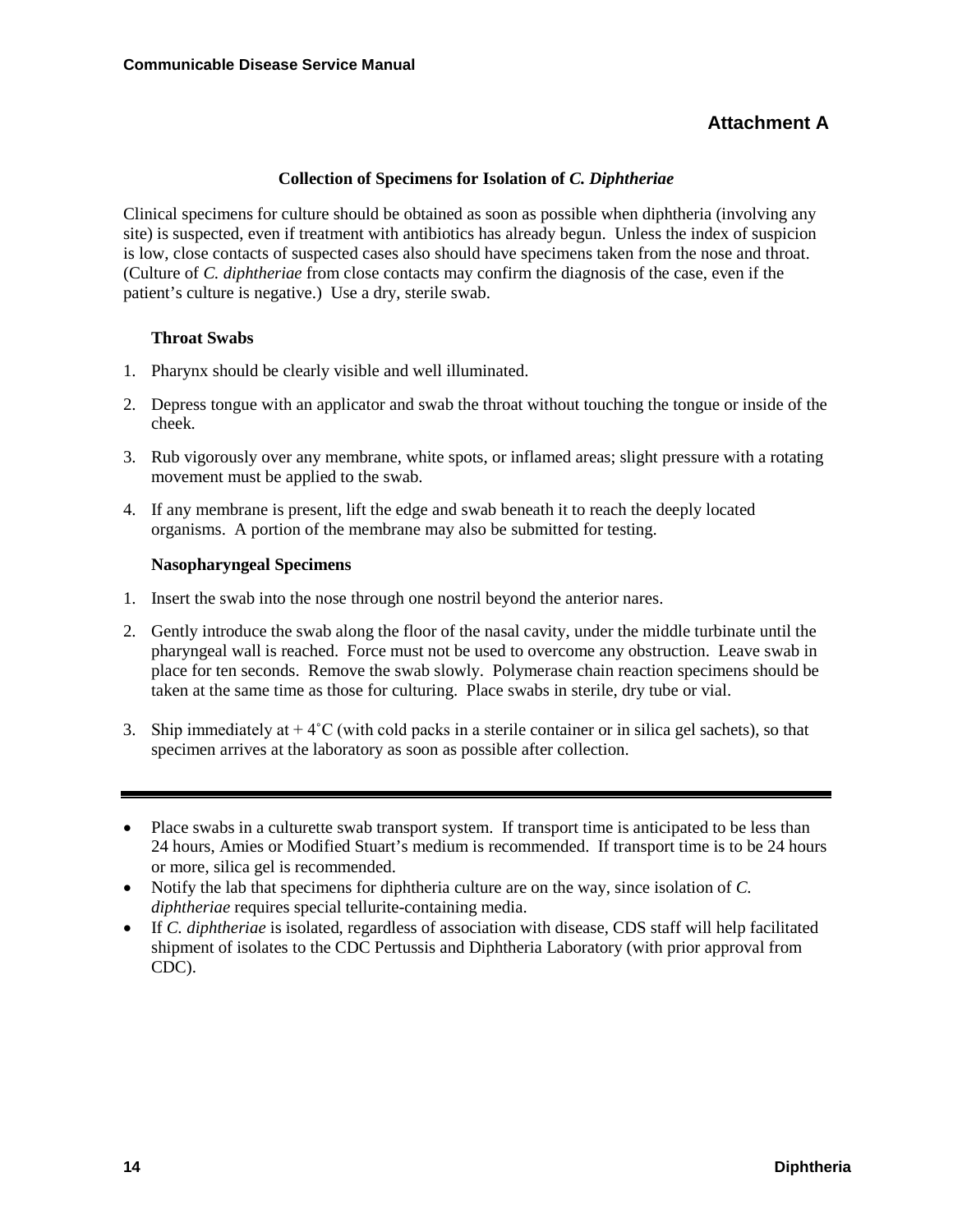## Attachment A

### Collection of Specimens for Isolation of *C. Diphtheriae*

Clinical specimens for culture should be obtained as soon as possible when diphtheria (involving any site) is suspected, even if treatment with antibiotics has already begun. Unless the index of suspicion is low, close contacts of suspected cases also should have specimens taken from the nose and throat. (Culture of *C. diphtheriae* from close contacts may confirm the diagnosis of the case, even if the patient's culture is negative.) Use a dry, sterile swab.

**Throat Swabs**

1. Pharynx should be clearly visible and well illuminated.
2. Depress tongue with an applicator and swab the throat without touching the tongue or inside of the cheek.
3. Rub vigorously over any membrane, white spots, or inflamed areas; slight pressure with a rotating movement must be applied to the swab.
4. If any membrane is present, lift the edge and swab beneath it to reach the deeply located organisms. A portion of the membrane may also be submitted for testing.

**Nasopharyngeal Specimens**

1. Insert the swab into the nose through one nostril beyond the anterior nares.
2. Gently introduce the swab along the floor of the nasal cavity, under the middle turbinate until the pharyngeal wall is reached. Force must not be used to overcome any obstruction. Leave swab in place for ten seconds. Remove the swab slowly. Polymerase chain reaction specimens should be taken at the same time as those for culturing. Place swabs in sterile, dry tube or vial.
3. Ship immediately at + 4˚C (with cold packs in a sterile container or in silica gel sachets), so that specimen arrives at the laboratory as soon as possible after collection.

---

- Place swabs in a culturette swab transport system. If transport time is anticipated to be less than 24 hours, Amies or Modified Stuart's medium is recommended. If transport time is to be 24 hours or more, silica gel is recommended.
- Notify the lab that specimens for diphtheria culture are on the way, since isolation of *C. diphtheriae* requires special tellurite-containing media.
- If *C. diphtheriae* is isolated, regardless of association with disease, CDS staff will help facilitated shipment of isolates to the CDC Pertussis and Diphtheria Laboratory (with prior approval from CDC).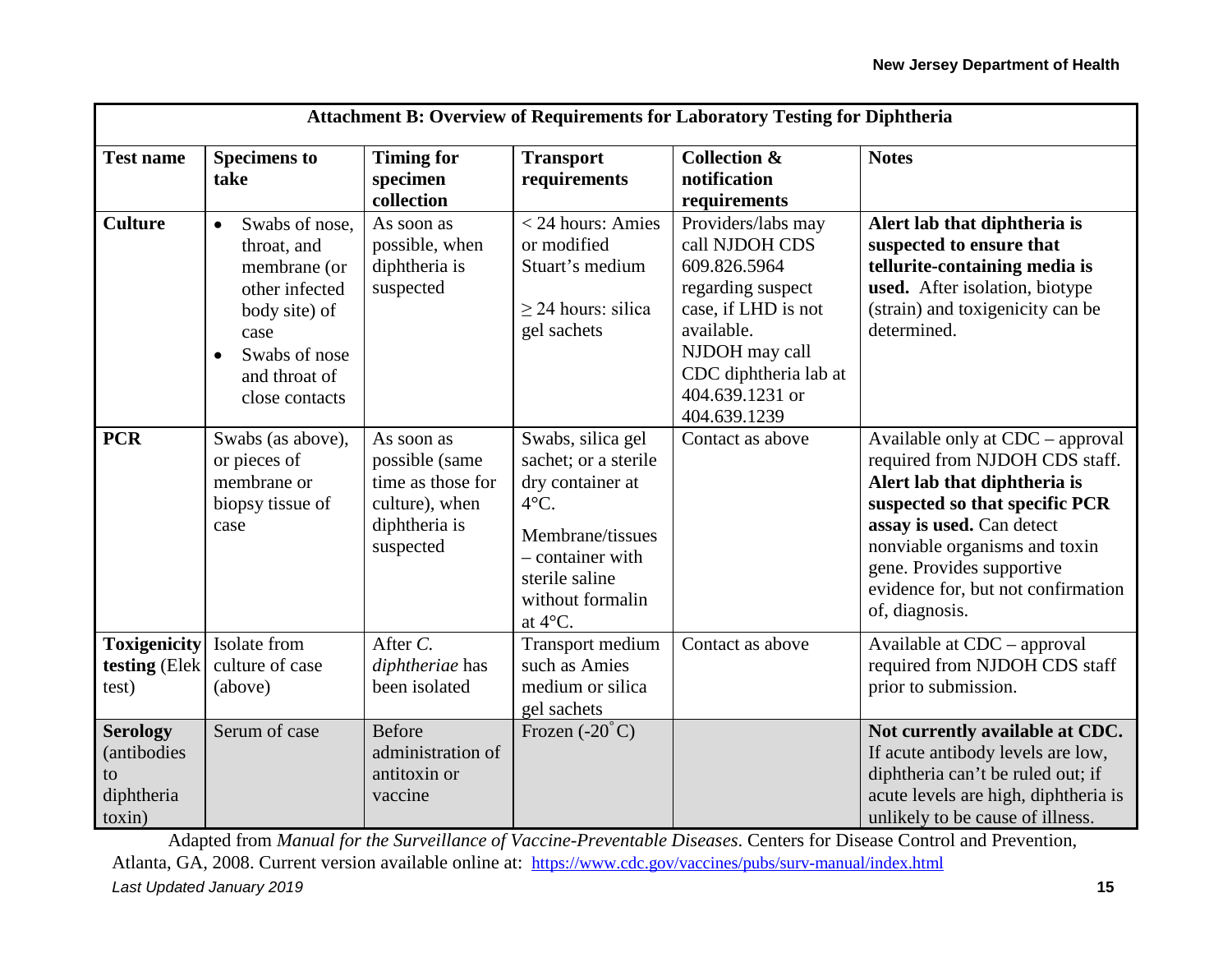**Attachment B: Overview of Requirements for Laboratory Testing for Diphtheria**

| Test name | Specimens to take | Timing for specimen collection | Transport requirements | Collection & notification requirements | Notes |
|---|---|---|---|---|---|
| **Culture** | • Swabs of nose, throat, and membrane (or other infected body site) of case<br>• Swabs of nose and throat of close contacts | As soon as possible, when diphtheria is suspected | < 24 hours: Amies or modified Stuart's medium<br><br>≥ 24 hours: silica gel sachets | Providers/labs may call NJDOH CDS 609.826.5964 regarding suspect case, if LHD is not available. NJDOH may call CDC diphtheria lab at 404.639.1231 or 404.639.1239 | **Alert lab that diphtheria is suspected to ensure that tellurite-containing media is used.** After isolation, biotype (strain) and toxigenicity can be determined. |
| **PCR** | Swabs (as above), or pieces of membrane or biopsy tissue of case | As soon as possible (same time as those for culture), when diphtheria is suspected | Swabs, silica gel sachet; or a sterile dry container at 4°C.<br><br>Membrane/tissues – container with sterile saline without formalin at 4°C. | Contact as above | Available only at CDC – approval required from NJDOH CDS staff. **Alert lab that diphtheria is suspected so that specific PCR assay is used.** Can detect nonviable organisms and toxin gene. Provides supportive evidence for, but not confirmation of, diagnosis. |
| **Toxigenicity testing** (Elek test) | Isolate from culture of case (above) | After *C. diphtheriae* has been isolated | Transport medium such as Amies medium or silica gel sachets | Contact as above | Available at CDC – approval required from NJDOH CDS staff prior to submission. |
| **Serology** (antibodies to diphtheria toxin) | Serum of case | Before administration of antitoxin or vaccine | Frozen (-20°C) | | **Not currently available at CDC.** If acute antibody levels are low, diphtheria can't be ruled out; if acute levels are high, diphtheria is unlikely to be cause of illness. |

Adapted from *Manual for the Surveillance of Vaccine-Preventable Diseases.* Centers for Disease Control and Prevention, Atlanta, GA, 2008. Current version available online at: https://www.cdc.gov/vaccines/pubs/surv-manual/index.html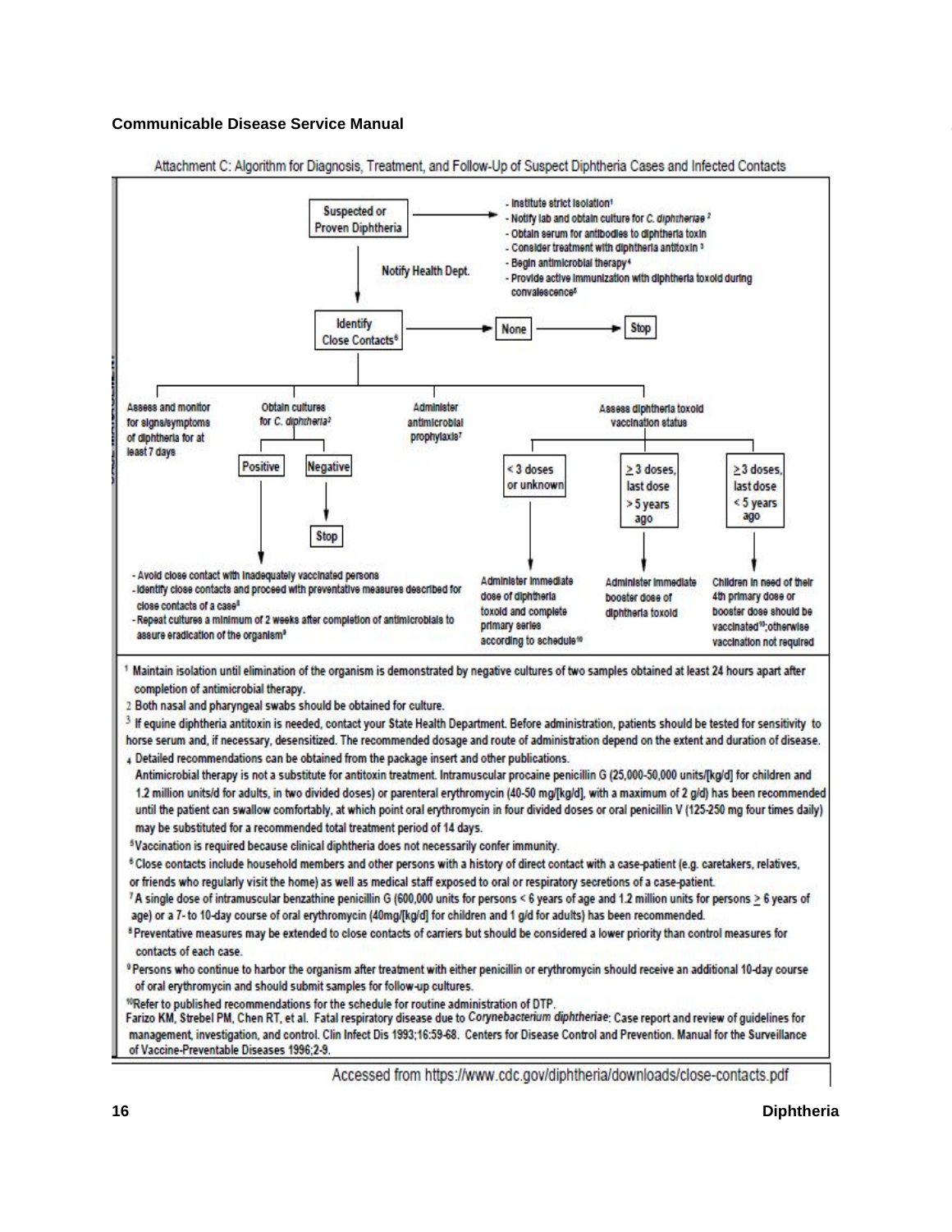Attachment C: Algorithm for Diagnosis, Treatment, and Follow-Up of Suspect Diphtheria Cases and Infected Contacts

Suspected or Proven Diphtheria

- Institute strict isolation[1]
- Notify lab and obtain culture for *C. diphtheriae* [2]
- Obtain serum for antibodies to diphtheria toxin
- Consider treatment with diphtheria antitoxin [3]
- Begin antimicrobial therapy[4]
- Provide active immunization with diphtheria toxoid during convalescence[5]

Notify Health Dept.

Identify Close Contacts[6]

None

Stop

Assess and monitor for signs/symptoms of diphtheria for at least 7 days

Obtain cultures for *C. diphtheria*[2]

Positive

Negative

Stop

Administer antimicrobial prophylaxis[7]

Assess diphtheria toxoid vaccination status

< 3 doses or unknown

≥ 3 doses, last dose > 5 years ago

≥ 3 doses, last dose < 5 years ago

- Avoid close contact with inadequately vaccinated persons
- Identify close contacts and proceed with preventative measures described for close contacts of a case[8]
- Repeat cultures a minimum of 2 weeks after completion of antimicrobials to assure eradication of the organism[9]

Administer immediate dose of diphtheria toxoid and complete primary series according to schedule[10]

Administer immediate booster dose of diphtheria toxoid

Children in need of their 4th primary dose or booster dose should be vaccinated[10]; otherwise vaccination not required

[1] Maintain isolation until elimination of the organism is demonstrated by negative cultures of two samples obtained at least 24 hours apart after completion of antimicrobial therapy.

[2] Both nasal and pharyngeal swabs should be obtained for culture.

[3] If equine diphtheria antitoxin is needed, contact your State Health Department. Before administration, patients should be tested for sensitivity to horse serum and, if necessary, desensitized. The recommended dosage and route of administration depend on the extent and duration of disease.

[4] Detailed recommendations can be obtained from the package insert and other publications.
Antimicrobial therapy is not a substitute for antitoxin treatment. Intramuscular procaine penicillin G (25,000-50,000 units/[kg/d] for children and 1.2 million units/d for adults, in two divided doses) or parenteral erythromycin (40-50 mg/[kg/d], with a maximum of 2 g/d) has been recommended until the patient can swallow comfortably, at which point oral erythromycin in four divided doses or oral penicillin V (125-250 mg four times daily) may be substituted for a recommended total treatment period of 14 days.

[5] Vaccination is required because clinical diphtheria does not necessarily confer immunity.

[6] Close contacts include household members and other persons with a history of direct contact with a case-patient (e.g. caretakers, relatives, or friends who regularly visit the home) as well as medical staff exposed to oral or respiratory secretions of a case-patient.

[7] A single dose of intramuscular benzathine penicillin G (600,000 units for persons < 6 years of age and 1.2 million units for persons ≥ 6 years of age) or a 7- to 10-day course of oral erythromycin (40mg/[kg/d] for children and 1 g/d for adults) has been recommended.

[8] Preventative measures may be extended to close contacts of carriers but should be considered a lower priority than control measures for contacts of each case.

[9] Persons who continue to harbor the organism after treatment with either penicillin or erythromycin should receive an additional 10-day course of oral erythromycin and should submit samples for follow-up cultures.

[10] Refer to published recommendations for the schedule for routine administration of DTP.

Farizo KM, Strebel PM, Chen RT, et al. Fatal respiratory disease due to *Corynebacterium diphtheriae*: Case report and review of guidelines for management, investigation, and control. Clin Infect Dis 1993;16:59-68. Centers for Disease Control and Prevention. Manual for the Surveillance of Vaccine-Preventable Diseases 1996;2-9.

Accessed from https://www.cdc.gov/diphtheria/downloads/close-contacts.pdf